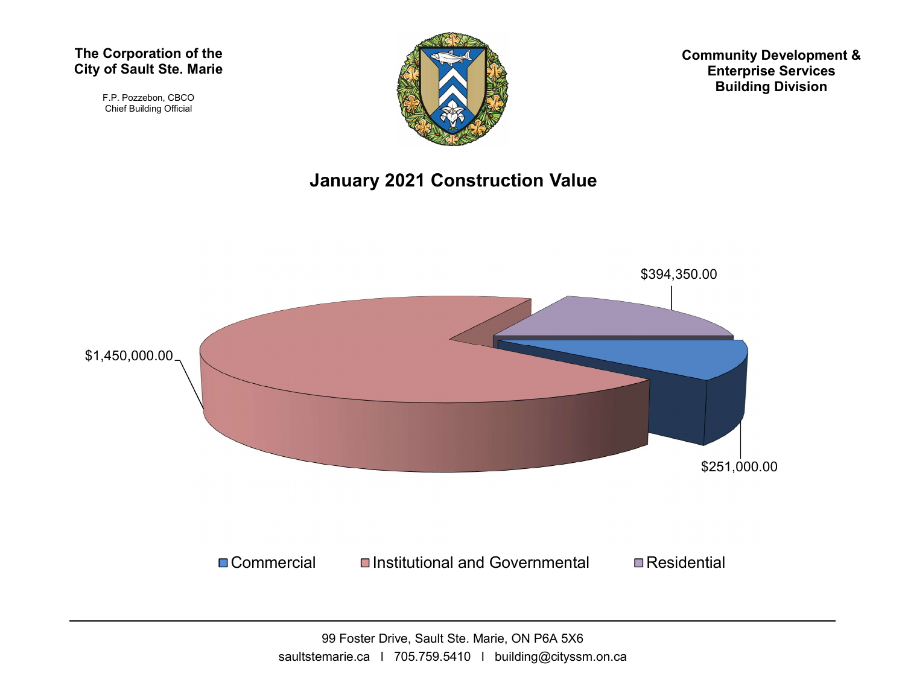**The Corporation of the City of Sault Ste. Marie**

F.P. Pozzebon, CBCO
Chief Building Official

**Community Development & Enterprise Services Building Division**

## January 2021 Construction Value

| Category | Value |
|---|---|
| Commercial | $251,000.00 |
| Institutional and Governmental | $1,450,000.00 |
| Residential | $394,350.00 |

99 Foster Drive, Sault Ste. Marie, ON P6A 5X6
saultstemarie.ca | 705.759.5410 | building@cityssm.on.ca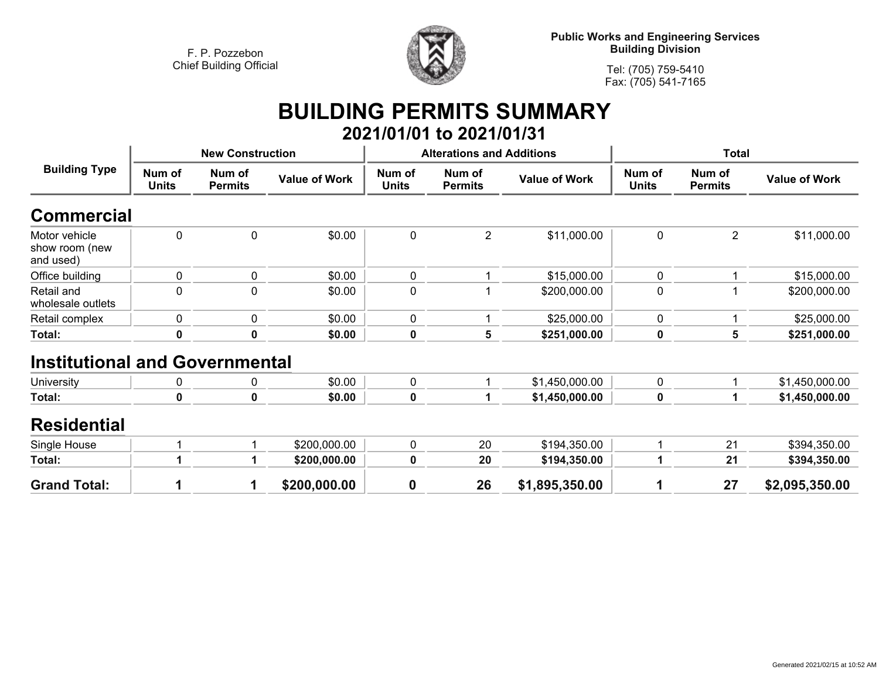F. P. Pozzebon
Chief Building Official

**Public Works and Engineering Services**
**Building Division**

Tel: (705) 759-5410
Fax: (705) 541-7165

# BUILDING PERMITS SUMMARY

## 2021/01/01 to 2021/01/31

| Building Type | New Construction | | | Alterations and Additions | | | Total | | |
|---|---|---|---|---|---|---|---|---|---|
| | Num of Units | Num of Permits | Value of Work | Num of Units | Num of Permits | Value of Work | Num of Units | Num of Permits | Value of Work |
| **Commercial** | | | | | | | | | |
| Motor vehicle show room (new and used) | 0 | 0 | $0.00 | 0 | 2 | $11,000.00 | 0 | 2 | $11,000.00 |
| Office building | 0 | 0 | $0.00 | 0 | 1 | $15,000.00 | 0 | 1 | $15,000.00 |
| Retail and wholesale outlets | 0 | 0 | $0.00 | 0 | 1 | $200,000.00 | 0 | 1 | $200,000.00 |
| Retail complex | 0 | 0 | $0.00 | 0 | 1 | $25,000.00 | 0 | 1 | $25,000.00 |
| **Total:** | **0** | **0** | **$0.00** | **0** | **5** | **$251,000.00** | **0** | **5** | **$251,000.00** |
| **Institutional and Governmental** | | | | | | | | | |
| University | 0 | 0 | $0.00 | 0 | 1 | $1,450,000.00 | 0 | 1 | $1,450,000.00 |
| **Total:** | **0** | **0** | **$0.00** | **0** | **1** | **$1,450,000.00** | **0** | **1** | **$1,450,000.00** |
| **Residential** | | | | | | | | | |
| Single House | 1 | 1 | $200,000.00 | 0 | 20 | $194,350.00 | 1 | 21 | $394,350.00 |
| **Total:** | **1** | **1** | **$200,000.00** | **0** | **20** | **$194,350.00** | **1** | **21** | **$394,350.00** |
| **Grand Total:** | **1** | **1** | **$200,000.00** | **0** | **26** | **$1,895,350.00** | **1** | **27** | **$2,095,350.00** |

Generated 2021/02/15 at 10:52 AM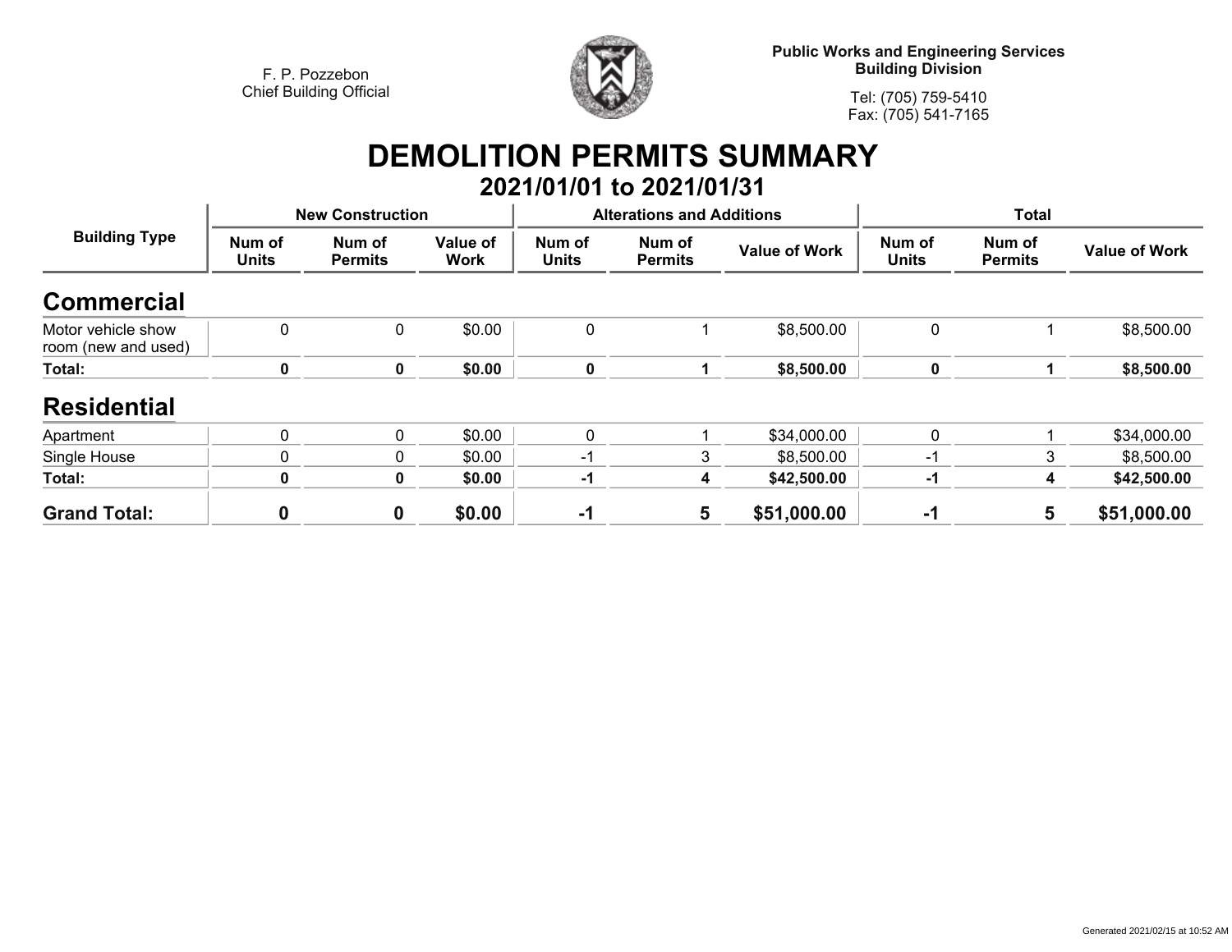F. P. Pozzebon
Chief Building Official

**Public Works and Engineering Services**
**Building Division**

Tel: (705) 759-5410
Fax: (705) 541-7165

# DEMOLITION PERMITS SUMMARY

## 2021/01/01 to 2021/01/31

| Building Type | New Construction | | | Alterations and Additions | | | Total | | |
|---|---|---|---|---|---|---|---|---|---|
| | Num of Units | Num of Permits | Value of Work | Num of Units | Num of Permits | Value of Work | Num of Units | Num of Permits | Value of Work |
| **Commercial** | | | | | | | | | |
| Motor vehicle show room (new and used) | 0 | 0 | $0.00 | 0 | 1 | $8,500.00 | 0 | 1 | $8,500.00 |
| **Total:** | **0** | **0** | **$0.00** | **0** | **1** | **$8,500.00** | **0** | **1** | **$8,500.00** |
| **Residential** | | | | | | | | | |
| Apartment | 0 | 0 | $0.00 | 0 | 1 | $34,000.00 | 0 | 1 | $34,000.00 |
| Single House | 0 | 0 | $0.00 | -1 | 3 | $8,500.00 | -1 | 3 | $8,500.00 |
| **Total:** | **0** | **0** | **$0.00** | **-1** | **4** | **$42,500.00** | **-1** | **4** | **$42,500.00** |
| **Grand Total:** | **0** | **0** | **$0.00** | **-1** | **5** | **$51,000.00** | **-1** | **5** | **$51,000.00** |

Generated 2021/02/15 at 10:52 AM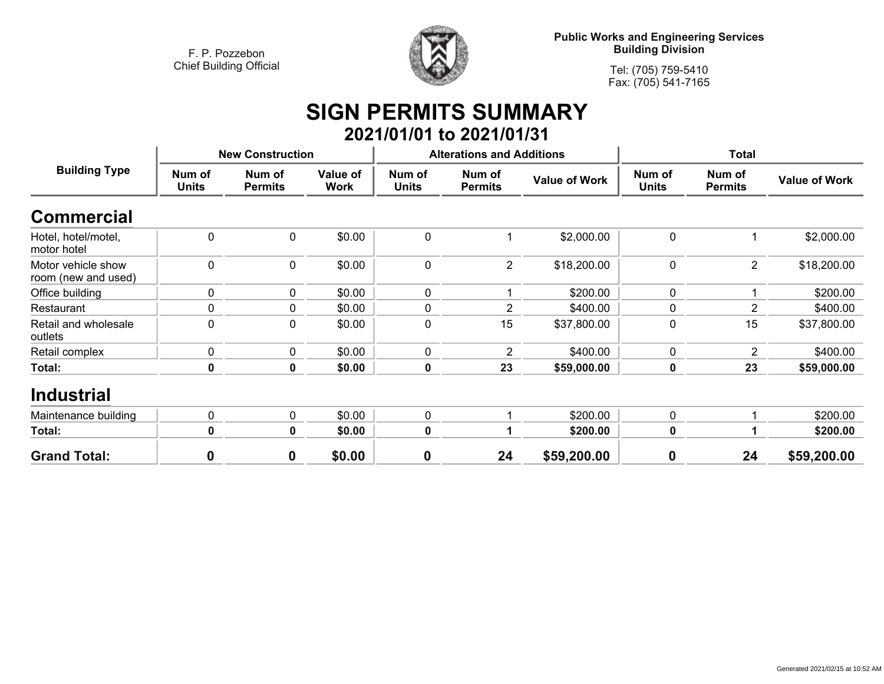F. P. Pozzebon
Chief Building Official

**Public Works and Engineering Services**
**Building Division**

Tel: (705) 759-5410
Fax: (705) 541-7165

# SIGN PERMITS SUMMARY

## 2021/01/01 to 2021/01/31

| Building Type | New Construction | | | Alterations and Additions | | | Total | | |
|---|---|---|---|---|---|---|---|---|---|
| | Num of Units | Num of Permits | Value of Work | Num of Units | Num of Permits | Value of Work | Num of Units | Num of Permits | Value of Work |
| **Commercial** | | | | | | | | | |
| Hotel, hotel/motel, motor hotel | 0 | 0 | $0.00 | 0 | 1 | $2,000.00 | 0 | 1 | $2,000.00 |
| Motor vehicle show room (new and used) | 0 | 0 | $0.00 | 0 | 2 | $18,200.00 | 0 | 2 | $18,200.00 |
| Office building | 0 | 0 | $0.00 | 0 | 1 | $200.00 | 0 | 1 | $200.00 |
| Restaurant | 0 | 0 | $0.00 | 0 | 2 | $400.00 | 0 | 2 | $400.00 |
| Retail and wholesale outlets | 0 | 0 | $0.00 | 0 | 15 | $37,800.00 | 0 | 15 | $37,800.00 |
| Retail complex | 0 | 0 | $0.00 | 0 | 2 | $400.00 | 0 | 2 | $400.00 |
| **Total:** | **0** | **0** | **$0.00** | **0** | **23** | **$59,000.00** | **0** | **23** | **$59,000.00** |
| **Industrial** | | | | | | | | | |
| Maintenance building | 0 | 0 | $0.00 | 0 | 1 | $200.00 | 0 | 1 | $200.00 |
| **Total:** | **0** | **0** | **$0.00** | **0** | **1** | **$200.00** | **0** | **1** | **$200.00** |
| **Grand Total:** | **0** | **0** | **$0.00** | **0** | **24** | **$59,200.00** | **0** | **24** | **$59,200.00** |

Generated 2021/02/15 at 10:52 AM